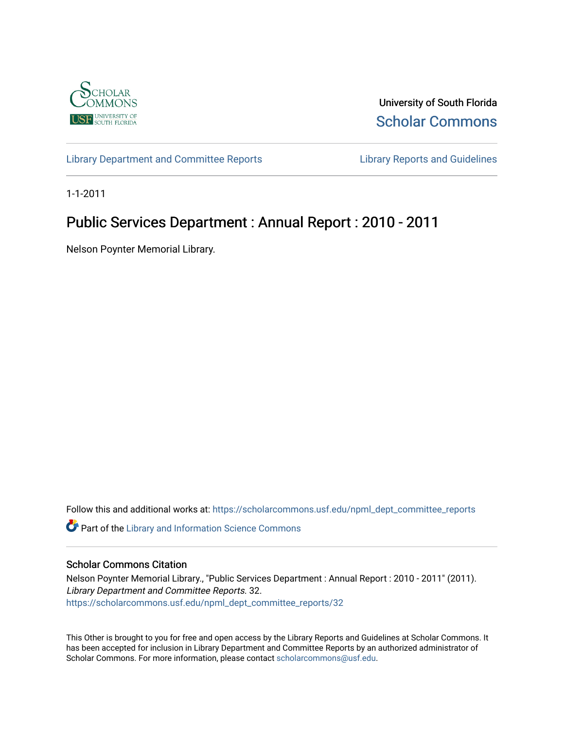University of South Florida

Scholar Commons

Library Department and Committee Reports

Library Reports and Guidelines

1-1-2011

# Public Services Department : Annual Report : 2010 - 2011

Nelson Poynter Memorial Library.

Follow this and additional works at: https://scholarcommons.usf.edu/npml_dept_committee_reports

Part of the Library and Information Science Commons

## Scholar Commons Citation

Nelson Poynter Memorial Library., "Public Services Department : Annual Report : 2010 - 2011" (2011). *Library Department and Committee Reports*. 32.
https://scholarcommons.usf.edu/npml_dept_committee_reports/32

This Other is brought to you for free and open access by the Library Reports and Guidelines at Scholar Commons. It has been accepted for inclusion in Library Department and Committee Reports by an authorized administrator of Scholar Commons. For more information, please contact scholarcommons@usf.edu.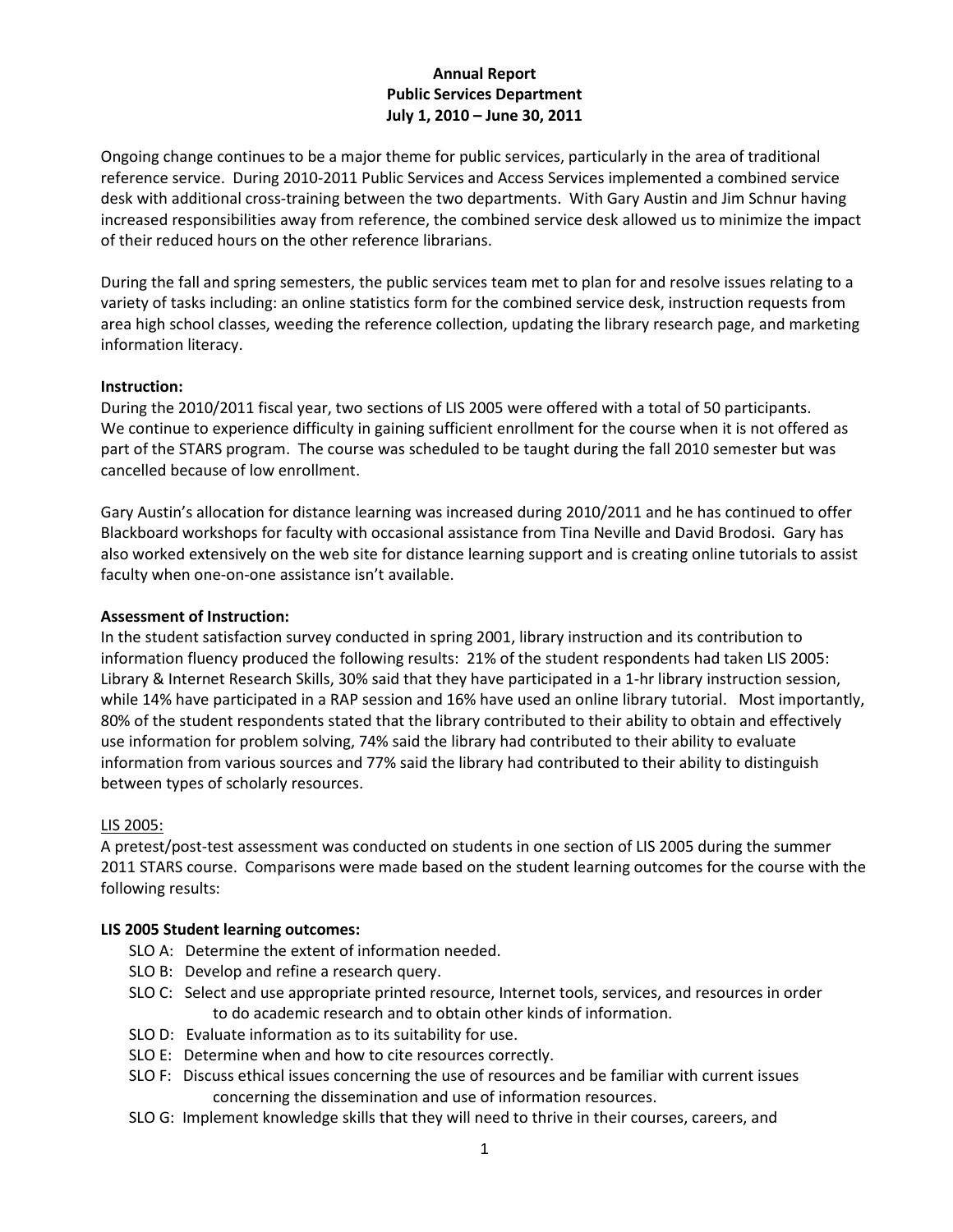**Annual Report**
**Public Services Department**
**July 1, 2010 – June 30, 2011**

Ongoing change continues to be a major theme for public services, particularly in the area of traditional reference service. During 2010-2011 Public Services and Access Services implemented a combined service desk with additional cross-training between the two departments. With Gary Austin and Jim Schnur having increased responsibilities away from reference, the combined service desk allowed us to minimize the impact of their reduced hours on the other reference librarians.

During the fall and spring semesters, the public services team met to plan for and resolve issues relating to a variety of tasks including: an online statistics form for the combined service desk, instruction requests from area high school classes, weeding the reference collection, updating the library research page, and marketing information literacy.

**Instruction:**
During the 2010/2011 fiscal year, two sections of LIS 2005 were offered with a total of 50 participants. We continue to experience difficulty in gaining sufficient enrollment for the course when it is not offered as part of the STARS program. The course was scheduled to be taught during the fall 2010 semester but was cancelled because of low enrollment.

Gary Austin's allocation for distance learning was increased during 2010/2011 and he has continued to offer Blackboard workshops for faculty with occasional assistance from Tina Neville and David Brodosi. Gary has also worked extensively on the web site for distance learning support and is creating online tutorials to assist faculty when one-on-one assistance isn't available.

**Assessment of Instruction:**
In the student satisfaction survey conducted in spring 2001, library instruction and its contribution to information fluency produced the following results: 21% of the student respondents had taken LIS 2005: Library & Internet Research Skills, 30% said that they have participated in a 1-hr library instruction session, while 14% have participated in a RAP session and 16% have used an online library tutorial. Most importantly, 80% of the student respondents stated that the library contributed to their ability to obtain and effectively use information for problem solving, 74% said the library had contributed to their ability to evaluate information from various sources and 77% said the library had contributed to their ability to distinguish between types of scholarly resources.

LIS 2005:
A pretest/post-test assessment was conducted on students in one section of LIS 2005 during the summer 2011 STARS course. Comparisons were made based on the student learning outcomes for the course with the following results:

**LIS 2005 Student learning outcomes:**

- SLO A: Determine the extent of information needed.
- SLO B: Develop and refine a research query.
- SLO C: Select and use appropriate printed resource, Internet tools, services, and resources in order to do academic research and to obtain other kinds of information.
- SLO D: Evaluate information as to its suitability for use.
- SLO E: Determine when and how to cite resources correctly.
- SLO F: Discuss ethical issues concerning the use of resources and be familiar with current issues concerning the dissemination and use of information resources.
- SLO G: Implement knowledge skills that they will need to thrive in their courses, careers, and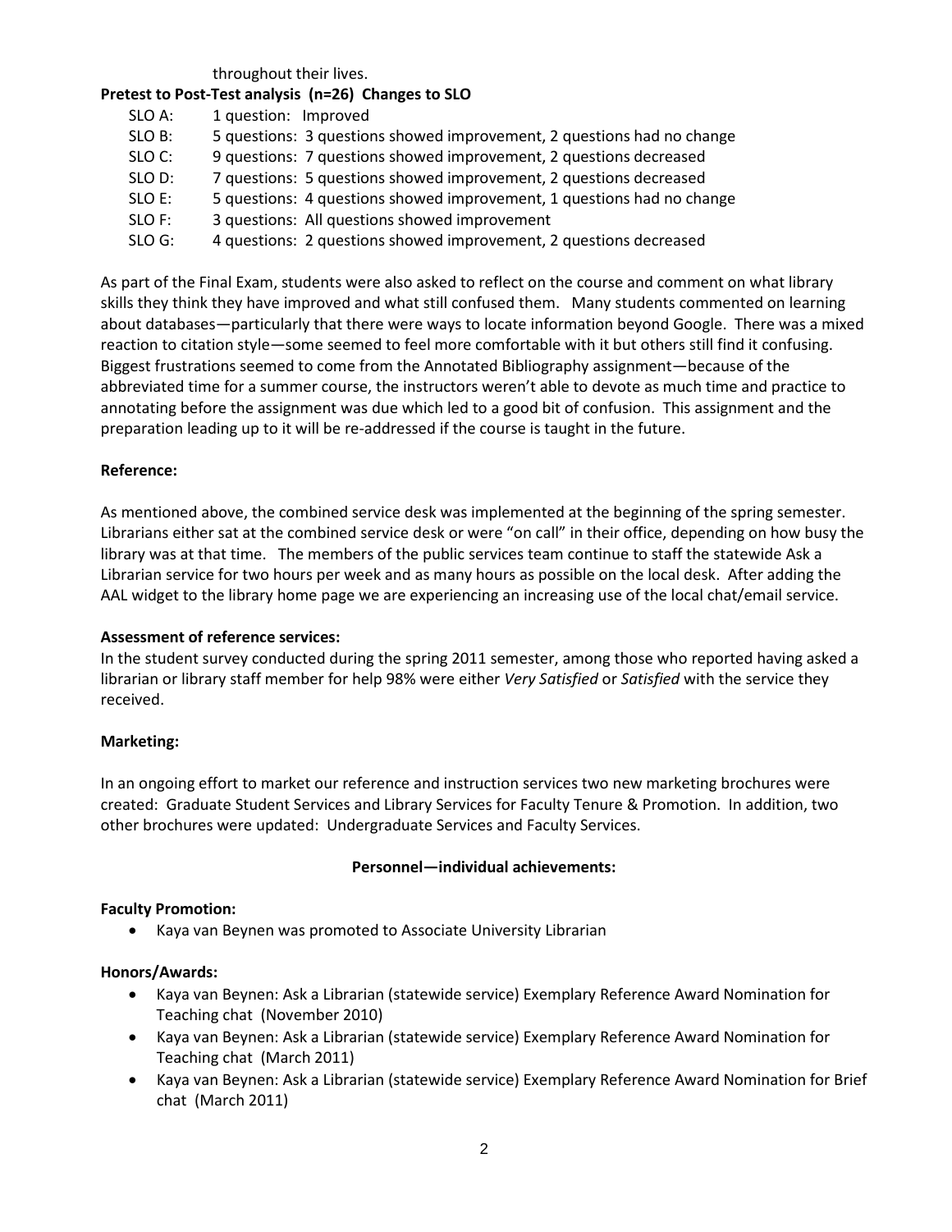throughout their lives.

**Pretest to Post-Test analysis (n=26) Changes to SLO**

- SLO A: 1 question: Improved
- SLO B: 5 questions: 3 questions showed improvement, 2 questions had no change
- SLO C: 9 questions: 7 questions showed improvement, 2 questions decreased
- SLO D: 7 questions: 5 questions showed improvement, 2 questions decreased
- SLO E: 5 questions: 4 questions showed improvement, 1 questions had no change
- SLO F: 3 questions: All questions showed improvement
- SLO G: 4 questions: 2 questions showed improvement, 2 questions decreased

As part of the Final Exam, students were also asked to reflect on the course and comment on what library skills they think they have improved and what still confused them. Many students commented on learning about databases—particularly that there were ways to locate information beyond Google. There was a mixed reaction to citation style—some seemed to feel more comfortable with it but others still find it confusing. Biggest frustrations seemed to come from the Annotated Bibliography assignment—because of the abbreviated time for a summer course, the instructors weren't able to devote as much time and practice to annotating before the assignment was due which led to a good bit of confusion. This assignment and the preparation leading up to it will be re-addressed if the course is taught in the future.

**Reference:**

As mentioned above, the combined service desk was implemented at the beginning of the spring semester. Librarians either sat at the combined service desk or were "on call" in their office, depending on how busy the library was at that time. The members of the public services team continue to staff the statewide Ask a Librarian service for two hours per week and as many hours as possible on the local desk. After adding the AAL widget to the library home page we are experiencing an increasing use of the local chat/email service.

**Assessment of reference services:**

In the student survey conducted during the spring 2011 semester, among those who reported having asked a librarian or library staff member for help 98% were either *Very Satisfied* or *Satisfied* with the service they received.

**Marketing:**

In an ongoing effort to market our reference and instruction services two new marketing brochures were created: Graduate Student Services and Library Services for Faculty Tenure & Promotion. In addition, two other brochures were updated: Undergraduate Services and Faculty Services.

**Personnel—individual achievements:**

**Faculty Promotion:**

- Kaya van Beynen was promoted to Associate University Librarian

**Honors/Awards:**

- Kaya van Beynen: Ask a Librarian (statewide service) Exemplary Reference Award Nomination for Teaching chat (November 2010)
- Kaya van Beynen: Ask a Librarian (statewide service) Exemplary Reference Award Nomination for Teaching chat (March 2011)
- Kaya van Beynen: Ask a Librarian (statewide service) Exemplary Reference Award Nomination for Brief chat (March 2011)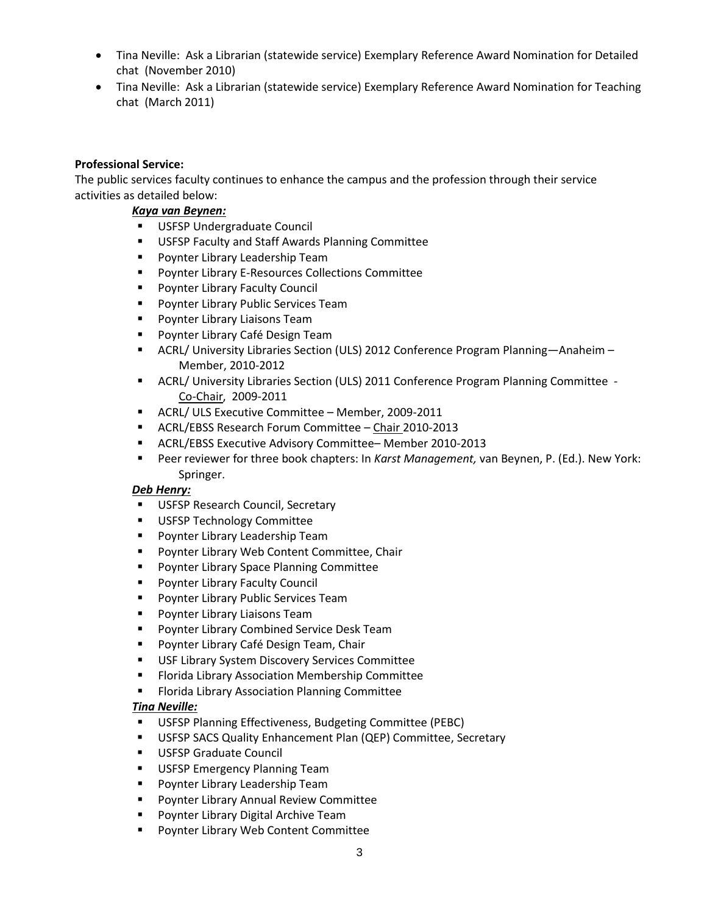- Tina Neville: Ask a Librarian (statewide service) Exemplary Reference Award Nomination for Detailed chat (November 2010)
- Tina Neville: Ask a Librarian (statewide service) Exemplary Reference Award Nomination for Teaching chat (March 2011)

**Professional Service:**

The public services faculty continues to enhance the campus and the profession through their service activities as detailed below:

***Kaya van Beynen:***

- USFSP Undergraduate Council
- USFSP Faculty and Staff Awards Planning Committee
- Poynter Library Leadership Team
- Poynter Library E-Resources Collections Committee
- Poynter Library Faculty Council
- Poynter Library Public Services Team
- Poynter Library Liaisons Team
- Poynter Library Café Design Team
- ACRL/ University Libraries Section (ULS) 2012 Conference Program Planning—Anaheim – Member, 2010-2012
- ACRL/ University Libraries Section (ULS) 2011 Conference Program Planning Committee - Co-Chair, 2009-2011
- ACRL/ ULS Executive Committee – Member, 2009-2011
- ACRL/EBSS Research Forum Committee – Chair 2010-2013
- ACRL/EBSS Executive Advisory Committee– Member 2010-2013
- Peer reviewer for three book chapters: In *Karst Management,* van Beynen, P. (Ed.). New York: Springer.

***Deb Henry:***

- USFSP Research Council, Secretary
- USFSP Technology Committee
- Poynter Library Leadership Team
- Poynter Library Web Content Committee, Chair
- Poynter Library Space Planning Committee
- Poynter Library Faculty Council
- Poynter Library Public Services Team
- Poynter Library Liaisons Team
- Poynter Library Combined Service Desk Team
- Poynter Library Café Design Team, Chair
- USF Library System Discovery Services Committee
- Florida Library Association Membership Committee
- Florida Library Association Planning Committee

***Tina Neville:***

- USFSP Planning Effectiveness, Budgeting Committee (PEBC)
- USFSP SACS Quality Enhancement Plan (QEP) Committee, Secretary
- USFSP Graduate Council
- USFSP Emergency Planning Team
- Poynter Library Leadership Team
- Poynter Library Annual Review Committee
- Poynter Library Digital Archive Team
- Poynter Library Web Content Committee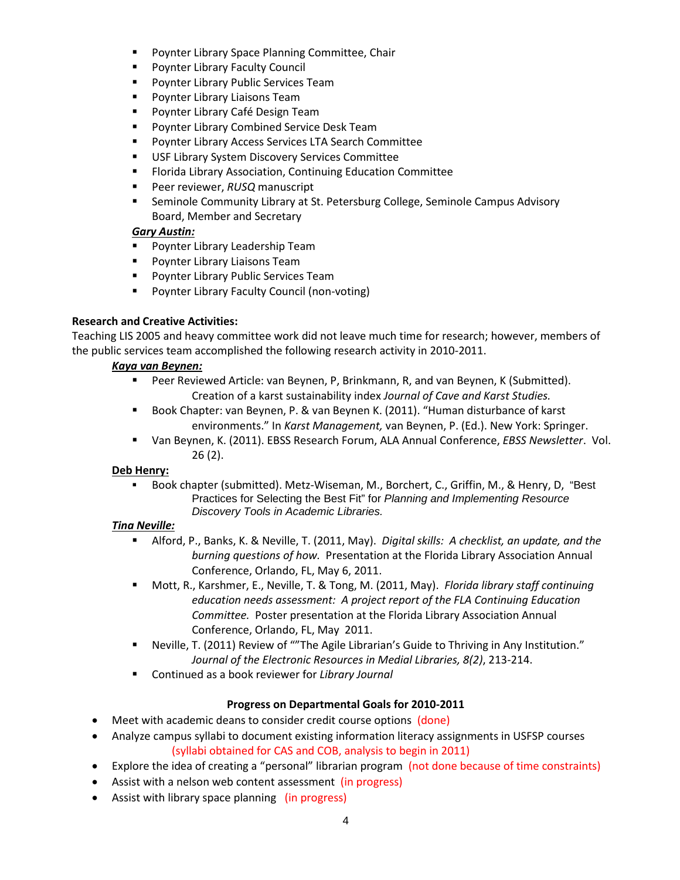- Poynter Library Space Planning Committee, Chair
- Poynter Library Faculty Council
- Poynter Library Public Services Team
- Poynter Library Liaisons Team
- Poynter Library Café Design Team
- Poynter Library Combined Service Desk Team
- Poynter Library Access Services LTA Search Committee
- USF Library System Discovery Services Committee
- Florida Library Association, Continuing Education Committee
- Peer reviewer, *RUSQ* manuscript
- Seminole Community Library at St. Petersburg College, Seminole Campus Advisory Board, Member and Secretary

***Gary Austin:***

- Poynter Library Leadership Team
- Poynter Library Liaisons Team
- Poynter Library Public Services Team
- Poynter Library Faculty Council (non-voting)

**Research and Creative Activities:**

Teaching LIS 2005 and heavy committee work did not leave much time for research; however, members of the public services team accomplished the following research activity in 2010-2011.

***Kaya van Beynen:***

- Peer Reviewed Article: van Beynen, P, Brinkmann, R, and van Beynen, K (Submitted). Creation of a karst sustainability index *Journal of Cave and Karst Studies.*
- Book Chapter: van Beynen, P. & van Beynen K. (2011). "Human disturbance of karst environments." In *Karst Management,* van Beynen, P. (Ed.). New York: Springer.
- Van Beynen, K. (2011). EBSS Research Forum, ALA Annual Conference, *EBSS Newsletter*. Vol. 26 (2).

**Deb Henry:**

- Book chapter (submitted). Metz-Wiseman, M., Borchert, C., Griffin, M., & Henry, D, "Best Practices for Selecting the Best Fit" for *Planning and Implementing Resource Discovery Tools in Academic Libraries.*

***Tina Neville:***

- Alford, P., Banks, K. & Neville, T. (2011, May). *Digital skills: A checklist, an update, and the burning questions of how.* Presentation at the Florida Library Association Annual Conference, Orlando, FL, May 6, 2011.
- Mott, R., Karshmer, E., Neville, T. & Tong, M. (2011, May). *Florida library staff continuing education needs assessment: A project report of the FLA Continuing Education Committee.* Poster presentation at the Florida Library Association Annual Conference, Orlando, FL, May 2011.
- Neville, T. (2011) Review of ""The Agile Librarian's Guide to Thriving in Any Institution." *Journal of the Electronic Resources in Medial Libraries, 8(2)*, 213-214.
- Continued as a book reviewer for *Library Journal*

**Progress on Departmental Goals for 2010-2011**

- Meet with academic deans to consider credit course options (done)
- Analyze campus syllabi to document existing information literacy assignments in USFSP courses (syllabi obtained for CAS and COB, analysis to begin in 2011)
- Explore the idea of creating a "personal" librarian program (not done because of time constraints)
- Assist with a nelson web content assessment (in progress)
- Assist with library space planning (in progress)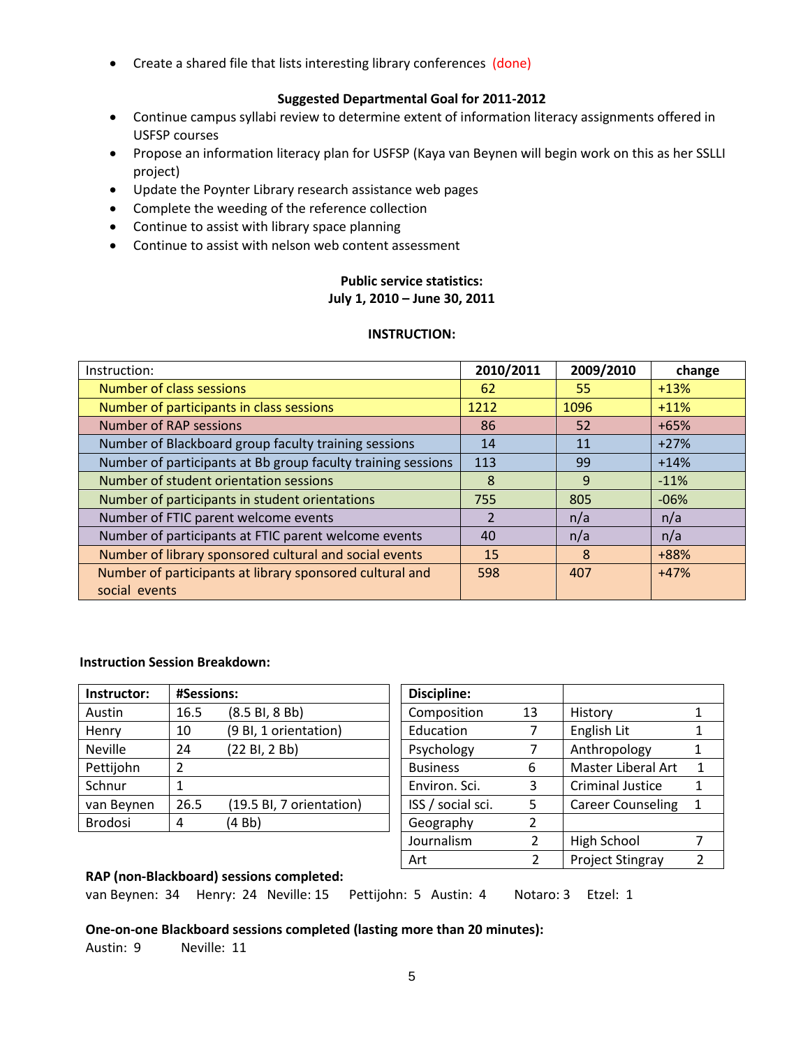- Create a shared file that lists interesting library conferences (done)

**Suggested Departmental Goal for 2011-2012**

- Continue campus syllabi review to determine extent of information literacy assignments offered in USFSP courses
- Propose an information literacy plan for USFSP (Kaya van Beynen will begin work on this as her SSLLI project)
- Update the Poynter Library research assistance web pages
- Complete the weeding of the reference collection
- Continue to assist with library space planning
- Continue to assist with nelson web content assessment

**Public service statistics:**
**July 1, 2010 – June 30, 2011**

**INSTRUCTION:**

| Instruction: | 2010/2011 | 2009/2010 | change |
|---|---|---|---|
| Number of class sessions | 62 | 55 | +13% |
| Number of participants in class sessions | 1212 | 1096 | +11% |
| Number of RAP sessions | 86 | 52 | +65% |
| Number of Blackboard group faculty training sessions | 14 | 11 | +27% |
| Number of participants at Bb group faculty training sessions | 113 | 99 | +14% |
| Number of student orientation sessions | 8 | 9 | -11% |
| Number of participants in student orientations | 755 | 805 | -06% |
| Number of FTIC parent welcome events | 2 | n/a | n/a |
| Number of participants at FTIC parent welcome events | 40 | n/a | n/a |
| Number of library sponsored cultural and social events | 15 | 8 | +88% |
| Number of participants at library sponsored cultural and social events | 598 | 407 | +47% |

**Instruction Session Breakdown:**

| Instructor: | #Sessions: | |
|---|---|---|
| Austin | 16.5 | (8.5 BI, 8 Bb) |
| Henry | 10 | (9 BI, 1 orientation) |
| Neville | 24 | (22 BI, 2 Bb) |
| Pettijohn | 2 | |
| Schnur | 1 | |
| van Beynen | 26.5 | (19.5 BI, 7 orientation) |
| Brodosi | 4 | (4 Bb) |

| Discipline: | | | |
|---|---|---|---|
| Composition | 13 | History | 1 |
| Education | 7 | English Lit | 1 |
| Psychology | 7 | Anthropology | 1 |
| Business | 6 | Master Liberal Art | 1 |
| Environ. Sci. | 3 | Criminal Justice | 1 |
| ISS / social sci. | 5 | Career Counseling | 1 |
| Geography | 2 | | |
| Journalism | 2 | High School | 7 |
| Art | 2 | Project Stingray | 2 |

**RAP (non-Blackboard) sessions completed:**

van Beynen: 34 Henry: 24 Neville: 15 Pettijohn: 5 Austin: 4 Notaro: 3 Etzel: 1

**One-on-one Blackboard sessions completed (lasting more than 20 minutes):**

Austin: 9 Neville: 11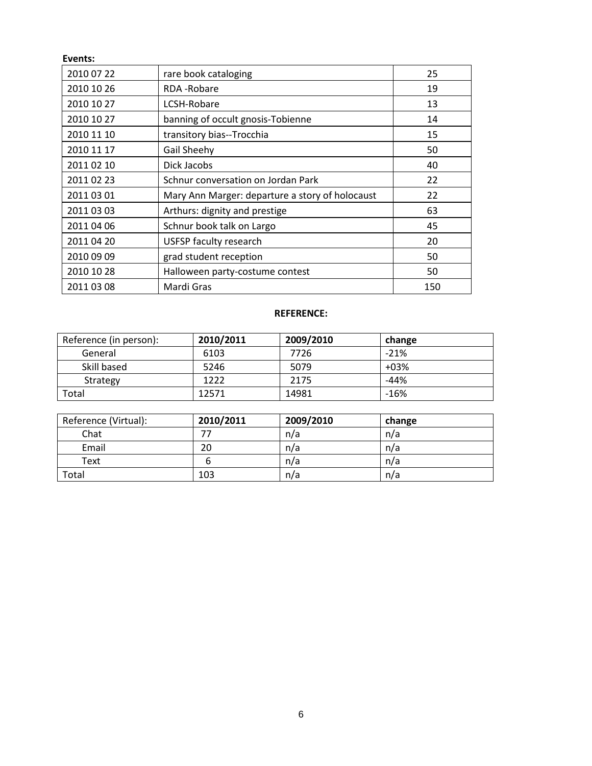**Events:**

| | | |
|---|---|---|
| 2010 07 22 | rare book cataloging | 25 |
| 2010 10 26 | RDA -Robare | 19 |
| 2010 10 27 | LCSH-Robare | 13 |
| 2010 10 27 | banning of occult gnosis-Tobienne | 14 |
| 2010 11 10 | transitory bias--Trocchia | 15 |
| 2010 11 17 | Gail Sheehy | 50 |
| 2011 02 10 | Dick Jacobs | 40 |
| 2011 02 23 | Schnur conversation on Jordan Park | 22 |
| 2011 03 01 | Mary Ann Marger: departure a story of holocaust | 22 |
| 2011 03 03 | Arthurs: dignity and prestige | 63 |
| 2011 04 06 | Schnur book talk on Largo | 45 |
| 2011 04 20 | USFSP faculty research | 20 |
| 2010 09 09 | grad student reception | 50 |
| 2010 10 28 | Halloween party-costume contest | 50 |
| 2011 03 08 | Mardi Gras | 150 |

**REFERENCE:**

| Reference (in person): | **2010/2011** | **2009/2010** | **change** |
|---|---|---|---|
| General | 6103 | 7726 | -21% |
| Skill based | 5246 | 5079 | +03% |
| Strategy | 1222 | 2175 | -44% |
| Total | 12571 | 14981 | -16% |

| Reference (Virtual): | **2010/2011** | **2009/2010** | **change** |
|---|---|---|---|
| Chat | 77 | n/a | n/a |
| Email | 20 | n/a | n/a |
| Text | 6 | n/a | n/a |
| Total | 103 | n/a | n/a |